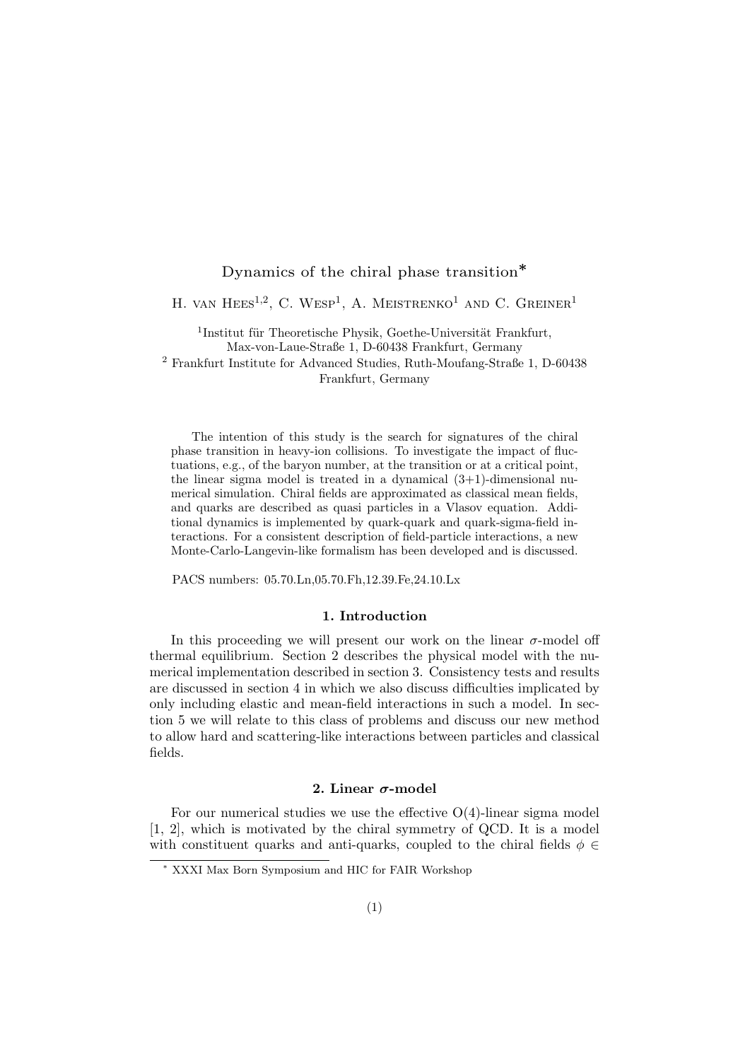# Dynamics of the chiral phase transition*

H. van Hees[1,2], C. Wesp[1], A. Meistrenko[1] and C. Greiner[1]

[1]Institut für Theoretische Physik, Goethe-Universität Frankfurt, Max-von-Laue-Straße 1, D-60438 Frankfurt, Germany
[2] Frankfurt Institute for Advanced Studies, Ruth-Moufang-Straße 1, D-60438 Frankfurt, Germany

The intention of this study is the search for signatures of the chiral phase transition in heavy-ion collisions. To investigate the impact of fluctuations, e.g., of the baryon number, at the transition or at a critical point, the linear sigma model is treated in a dynamical (3+1)-dimensional numerical simulation. Chiral fields are approximated as classical mean fields, and quarks are described as quasi particles in a Vlasov equation. Additional dynamics is implemented by quark-quark and quark-sigma-field interactions. For a consistent description of field-particle interactions, a new Monte-Carlo-Langevin-like formalism has been developed and is discussed.

PACS numbers: 05.70.Ln,05.70.Fh,12.39.Fe,24.10.Lx

## 1. Introduction

In this proceeding we will present our work on the linear $\sigma$-model off thermal equilibrium. Section 2 describes the physical model with the numerical implementation described in section 3. Consistency tests and results are discussed in section 4 in which we also discuss difficulties implicated by only including elastic and mean-field interactions in such a model. In section 5 we will relate to this class of problems and discuss our new method to allow hard and scattering-like interactions between particles and classical fields.

## 2. Linear $\sigma$-model

For our numerical studies we use the effective O(4)-linear sigma model [1, 2], which is motivated by the chiral symmetry of QCD. It is a model with constituent quarks and anti-quarks, coupled to the chiral fields $\phi \in$

* XXXI Max Born Symposium and HIC for FAIR Workshop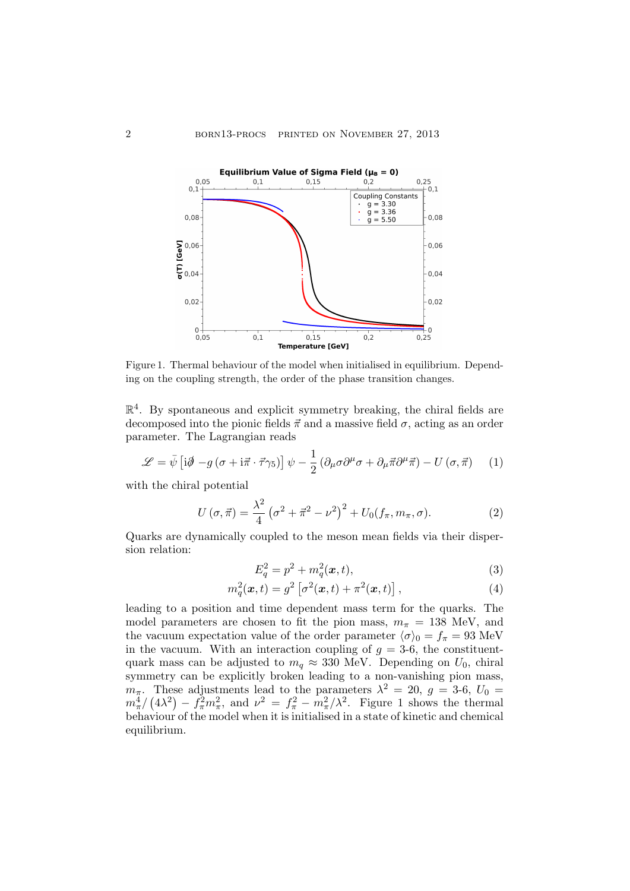Figure 1. Thermal behaviour of the model when initialised in equilibrium. Depending on the coupling strength, the order of the phase transition changes.

$\mathbb{R}^4$. By spontaneous and explicit symmetry breaking, the chiral fields are decomposed into the pionic fields $\vec{\pi}$ and a massive field $\sigma$, acting as an order parameter. The Lagrangian reads

$$\mathscr{L} = \bar{\psi}\left[\mathrm{i}\partial\!\!\!/ - g\left(\sigma + \mathrm{i}\vec{\pi}\cdot\vec{\tau}\gamma_5\right)\right]\psi - \frac{1}{2}\left(\partial_\mu\sigma\partial^\mu\sigma + \partial_\mu\vec{\pi}\partial^\mu\vec{\pi}\right) - U\left(\sigma,\vec{\pi}\right) \quad (1)$$

with the chiral potential

$$U\left(\sigma,\vec{\pi}\right) = \frac{\lambda^2}{4}\left(\sigma^2 + \vec{\pi}^2 - \nu^2\right)^2 + U_0(f_\pi, m_\pi, \sigma). \quad (2)$$

Quarks are dynamically coupled to the meson mean fields via their dispersion relation:

$$E_q^2 = p^2 + m_q^2(\boldsymbol{x},t), \quad (3)$$

$$m_q^2(\boldsymbol{x},t) = g^2\left[\sigma^2(\boldsymbol{x},t) + \pi^2(\boldsymbol{x},t)\right], \quad (4)$$

leading to a position and time dependent mass term for the quarks. The model parameters are chosen to fit the pion mass, $m_\pi = 138$ MeV, and the vacuum expectation value of the order parameter $\langle\sigma\rangle_0 = f_\pi = 93$ MeV in the vacuum. With an interaction coupling of $g = 3$-$6$, the constituent-quark mass can be adjusted to $m_q \approx 330$ MeV. Depending on $U_0$, chiral symmetry can be explicitly broken leading to a non-vanishing pion mass, $m_\pi$. These adjustments lead to the parameters $\lambda^2 = 20$, $g = 3$-$6$, $U_0 = m_\pi^4/\left(4\lambda^2\right) - f_\pi^2 m_\pi^2$, and $\nu^2 = f_\pi^2 - m_\pi^2/\lambda^2$. Figure 1 shows the thermal behaviour of the model when it is initialised in a state of kinetic and chemical equilibrium.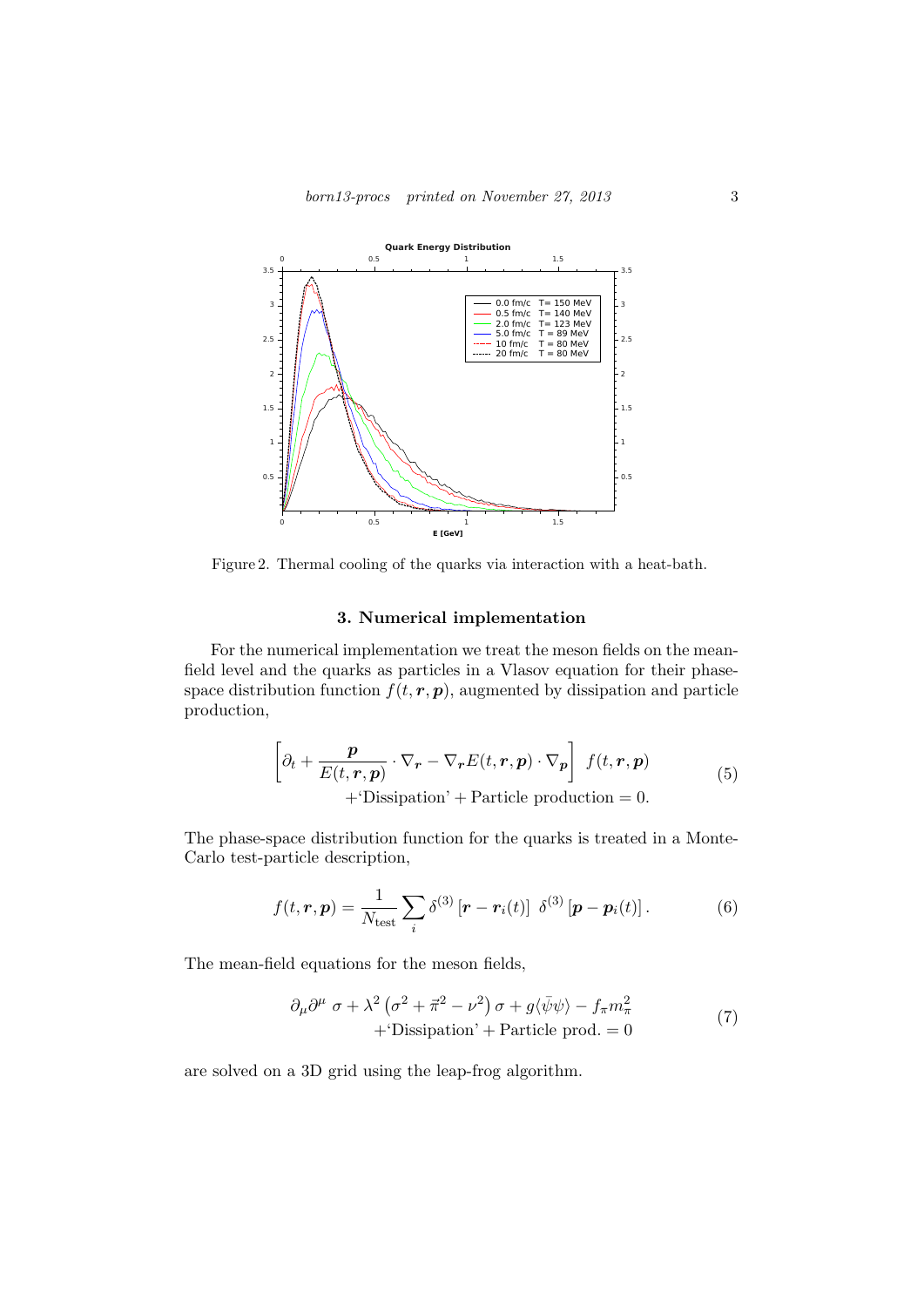Figure 2. Thermal cooling of the quarks via interaction with a heat-bath.

## 3. Numerical implementation

For the numerical implementation we treat the meson fields on the mean-field level and the quarks as particles in a Vlasov equation for their phase-space distribution function $f(t, \boldsymbol{r}, \boldsymbol{p})$, augmented by dissipation and particle production,

$$
\begin{aligned}
\left[\partial_t + \frac{\boldsymbol{p}}{E(t,\boldsymbol{r},\boldsymbol{p})} \cdot \nabla_{\boldsymbol{r}} - \nabla_{\boldsymbol{r}} E(t,\boldsymbol{r},\boldsymbol{p}) \cdot \nabla_{\boldsymbol{p}}\right] \; f(t,\boldsymbol{r},\boldsymbol{p}) \\
+\text{`Dissipation'} + \text{Particle production} = 0.
\end{aligned} \tag{5}
$$

The phase-space distribution function for the quarks is treated in a Monte-Carlo test-particle description,

$$
f(t,\boldsymbol{r},\boldsymbol{p}) = \frac{1}{N_{\text{test}}} \sum_i \delta^{(3)}\left[\boldsymbol{r} - \boldsymbol{r}_i(t)\right] \; \delta^{(3)}\left[\boldsymbol{p} - \boldsymbol{p}_i(t)\right]. \tag{6}
$$

The mean-field equations for the meson fields,

$$
\begin{aligned}
\partial_\mu \partial^\mu \; \sigma + \lambda^2 \left(\sigma^2 + \vec{\pi}^2 - \nu^2\right) \sigma + g\langle\bar{\psi}\psi\rangle - f_\pi m_\pi^2 \\
+\text{`Dissipation'} + \text{Particle prod.} = 0
\end{aligned} \tag{7}
$$

are solved on a 3D grid using the leap-frog algorithm.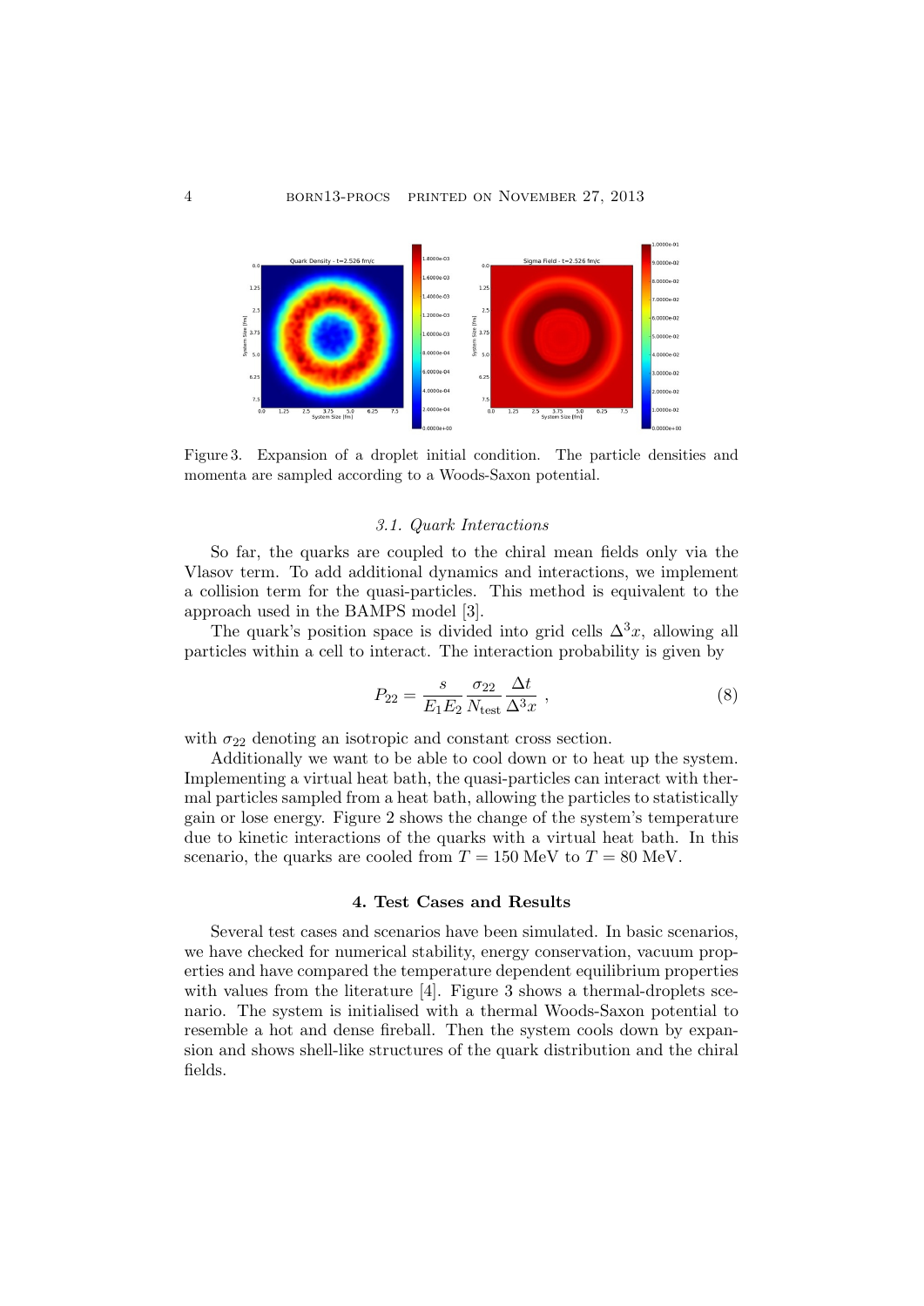Figure 3. Expansion of a droplet initial condition. The particle densities and momenta are sampled according to a Woods-Saxon potential.

### 3.1. Quark Interactions

So far, the quarks are coupled to the chiral mean fields only via the Vlasov term. To add additional dynamics and interactions, we implement a collision term for the quasi-particles. This method is equivalent to the approach used in the BAMPS model [3].

The quark's position space is divided into grid cells $\Delta^3 x$, allowing all particles within a cell to interact. The interaction probability is given by

$$P_{22} = \frac{s}{E_1 E_2} \frac{\sigma_{22}}{N_{\text{test}}} \frac{\Delta t}{\Delta^3 x} \;, \tag{8}$$

with $\sigma_{22}$ denoting an isotropic and constant cross section.

Additionally we want to be able to cool down or to heat up the system. Implementing a virtual heat bath, the quasi-particles can interact with thermal particles sampled from a heat bath, allowing the particles to statistically gain or lose energy. Figure 2 shows the change of the system's temperature due to kinetic interactions of the quarks with a virtual heat bath. In this scenario, the quarks are cooled from $T = 150$ MeV to $T = 80$ MeV.

## 4. Test Cases and Results

Several test cases and scenarios have been simulated. In basic scenarios, we have checked for numerical stability, energy conservation, vacuum properties and have compared the temperature dependent equilibrium properties with values from the literature [4]. Figure 3 shows a thermal-droplets scenario. The system is initialised with a thermal Woods-Saxon potential to resemble a hot and dense fireball. Then the system cools down by expansion and shows shell-like structures of the quark distribution and the chiral fields.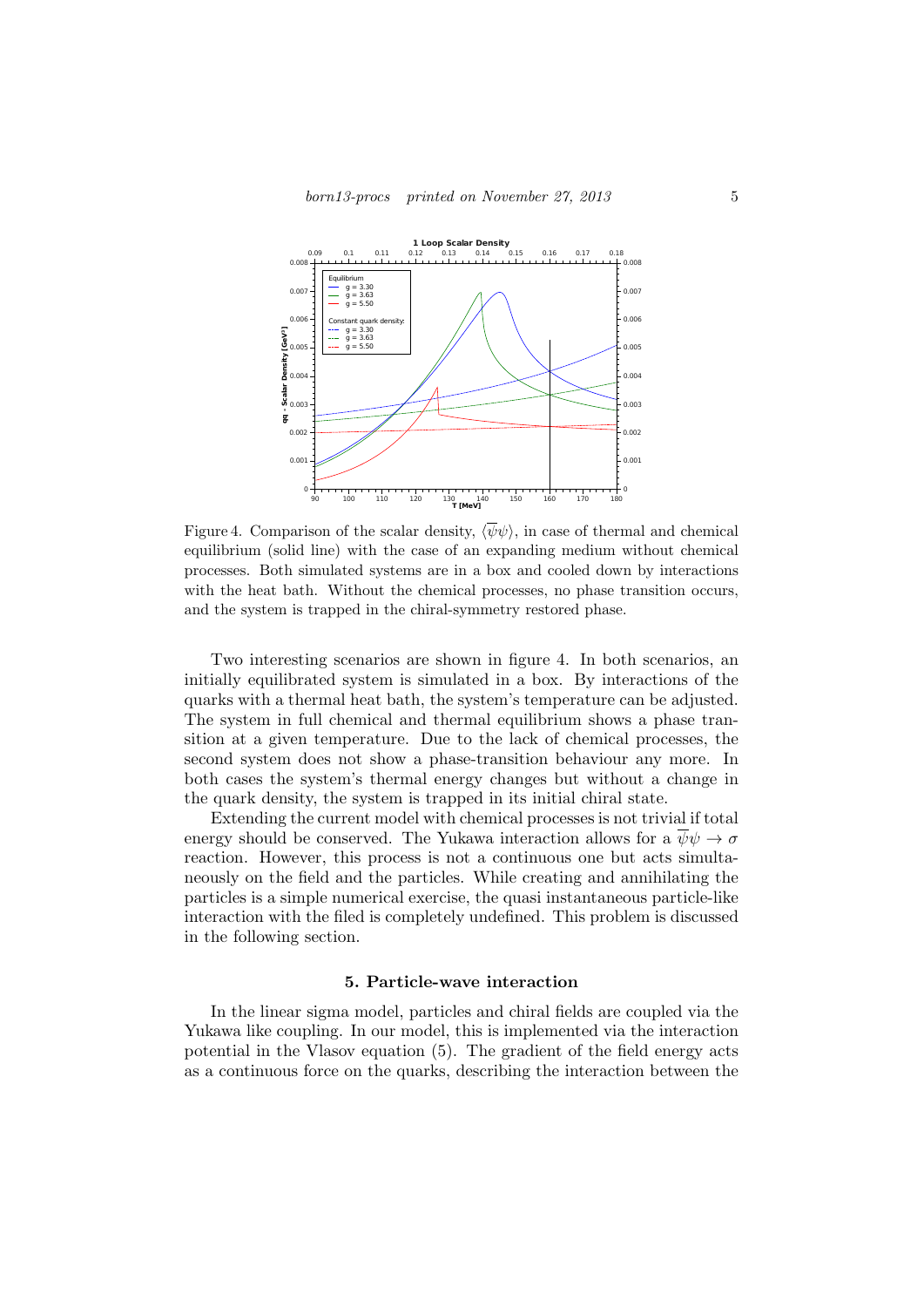Figure 4. Comparison of the scalar density, $\langle \overline{\psi}\psi \rangle$, in case of thermal and chemical equilibrium (solid line) with the case of an expanding medium without chemical processes. Both simulated systems are in a box and cooled down by interactions with the heat bath. Without the chemical processes, no phase transition occurs, and the system is trapped in the chiral-symmetry restored phase.

Two interesting scenarios are shown in figure 4. In both scenarios, an initially equilibrated system is simulated in a box. By interactions of the quarks with a thermal heat bath, the system's temperature can be adjusted. The system in full chemical and thermal equilibrium shows a phase transition at a given temperature. Due to the lack of chemical processes, the second system does not show a phase-transition behaviour any more. In both cases the system's thermal energy changes but without a change in the quark density, the system is trapped in its initial chiral state.

Extending the current model with chemical processes is not trivial if total energy should be conserved. The Yukawa interaction allows for a $\overline{\psi}\psi \rightarrow \sigma$ reaction. However, this process is not a continuous one but acts simultaneously on the field and the particles. While creating and annihilating the particles is a simple numerical exercise, the quasi instantaneous particle-like interaction with the filed is completely undefined. This problem is discussed in the following section.

## 5. Particle-wave interaction

In the linear sigma model, particles and chiral fields are coupled via the Yukawa like coupling. In our model, this is implemented via the interaction potential in the Vlasov equation (5). The gradient of the field energy acts as a continuous force on the quarks, describing the interaction between the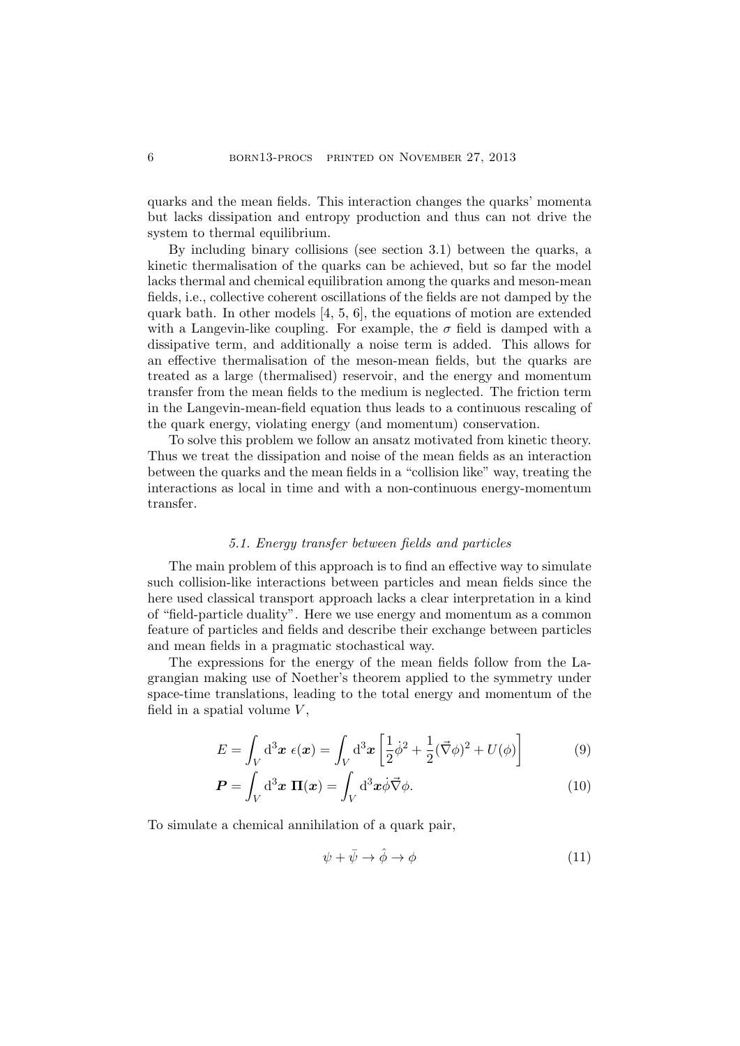quarks and the mean fields. This interaction changes the quarks' momenta but lacks dissipation and entropy production and thus can not drive the system to thermal equilibrium.

By including binary collisions (see section 3.1) between the quarks, a kinetic thermalisation of the quarks can be achieved, but so far the model lacks thermal and chemical equilibration among the quarks and meson-mean fields, i.e., collective coherent oscillations of the fields are not damped by the quark bath. In other models [4, 5, 6], the equations of motion are extended with a Langevin-like coupling. For example, the $\sigma$ field is damped with a dissipative term, and additionally a noise term is added. This allows for an effective thermalisation of the meson-mean fields, but the quarks are treated as a large (thermalised) reservoir, and the energy and momentum transfer from the mean fields to the medium is neglected. The friction term in the Langevin-mean-field equation thus leads to a continuous rescaling of the quark energy, violating energy (and momentum) conservation.

To solve this problem we follow an ansatz motivated from kinetic theory. Thus we treat the dissipation and noise of the mean fields as an interaction between the quarks and the mean fields in a "collision like" way, treating the interactions as local in time and with a non-continuous energy-momentum transfer.

### *5.1. Energy transfer between fields and particles*

The main problem of this approach is to find an effective way to simulate such collision-like interactions between particles and mean fields since the here used classical transport approach lacks a clear interpretation in a kind of "field-particle duality". Here we use energy and momentum as a common feature of particles and fields and describe their exchange between particles and mean fields in a pragmatic stochastical way.

The expressions for the energy of the mean fields follow from the Lagrangian making use of Noether's theorem applied to the symmetry under space-time translations, leading to the total energy and momentum of the field in a spatial volume $V$,

$$E = \int_V \mathrm{d}^3\boldsymbol{x}\ \epsilon(\boldsymbol{x}) = \int_V \mathrm{d}^3\boldsymbol{x} \left[\frac{1}{2}\dot{\phi}^2 + \frac{1}{2}(\vec{\nabla}\phi)^2 + U(\phi)\right] \tag{9}$$

$$\boldsymbol{P} = \int_V \mathrm{d}^3\boldsymbol{x}\ \boldsymbol{\Pi}(\boldsymbol{x}) = \int_V \mathrm{d}^3\boldsymbol{x}\dot{\phi}\vec{\nabla}\phi. \tag{10}$$

To simulate a chemical annihilation of a quark pair,

$$\psi + \bar{\psi} \to \hat{\phi} \to \phi \tag{11}$$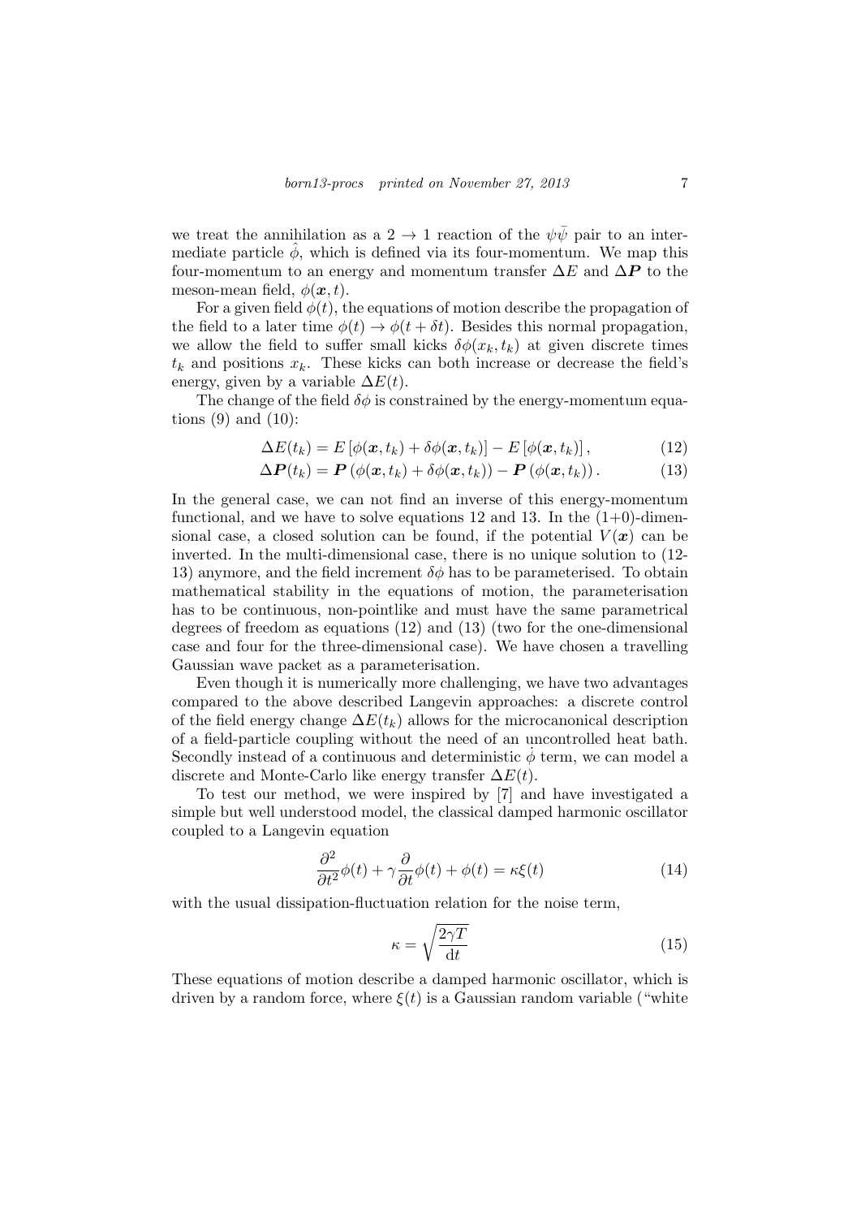we treat the annihilation as a $2 \to 1$ reaction of the $\psi\bar{\psi}$ pair to an intermediate particle $\hat{\phi}$, which is defined via its four-momentum. We map this four-momentum to an energy and momentum transfer $\Delta E$ and $\Delta \boldsymbol{P}$ to the meson-mean field, $\phi(\boldsymbol{x}, t)$.

For a given field $\phi(t)$, the equations of motion describe the propagation of the field to a later time $\phi(t) \to \phi(t + \delta t)$. Besides this normal propagation, we allow the field to suffer small kicks $\delta\phi(x_k, t_k)$ at given discrete times $t_k$ and positions $x_k$. These kicks can both increase or decrease the field's energy, given by a variable $\Delta E(t)$.

The change of the field $\delta\phi$ is constrained by the energy-momentum equations (9) and (10):

$$\Delta E(t_k) = E\left[\phi(\boldsymbol{x}, t_k) + \delta\phi(\boldsymbol{x}, t_k)\right] - E\left[\phi(\boldsymbol{x}, t_k)\right], \tag{12}$$

$$\Delta \boldsymbol{P}(t_k) = \boldsymbol{P}\left(\phi(\boldsymbol{x}, t_k) + \delta\phi(\boldsymbol{x}, t_k)\right) - \boldsymbol{P}\left(\phi(\boldsymbol{x}, t_k)\right). \tag{13}$$

In the general case, we can not find an inverse of this energy-momentum functional, and we have to solve equations 12 and 13. In the (1+0)-dimensional case, a closed solution can be found, if the potential $V(\boldsymbol{x})$ can be inverted. In the multi-dimensional case, there is no unique solution to (12-13) anymore, and the field increment $\delta\phi$ has to be parameterised. To obtain mathematical stability in the equations of motion, the parameterisation has to be continuous, non-pointlike and must have the same parametrical degrees of freedom as equations (12) and (13) (two for the one-dimensional case and four for the three-dimensional case). We have chosen a travelling Gaussian wave packet as a parameterisation.

Even though it is numerically more challenging, we have two advantages compared to the above described Langevin approaches: a discrete control of the field energy change $\Delta E(t_k)$ allows for the microcanonical description of a field-particle coupling without the need of an uncontrolled heat bath. Secondly instead of a continuous and deterministic $\dot{\phi}$ term, we can model a discrete and Monte-Carlo like energy transfer $\Delta E(t)$.

To test our method, we were inspired by [7] and have investigated a simple but well understood model, the classical damped harmonic oscillator coupled to a Langevin equation

$$\frac{\partial^2}{\partial t^2}\phi(t) + \gamma \frac{\partial}{\partial t}\phi(t) + \phi(t) = \kappa\xi(t) \tag{14}$$

with the usual dissipation-fluctuation relation for the noise term,

$$\kappa = \sqrt{\frac{2\gamma T}{\mathrm{d}t}} \tag{15}$$

These equations of motion describe a damped harmonic oscillator, which is driven by a random force, where $\xi(t)$ is a Gaussian random variable ("white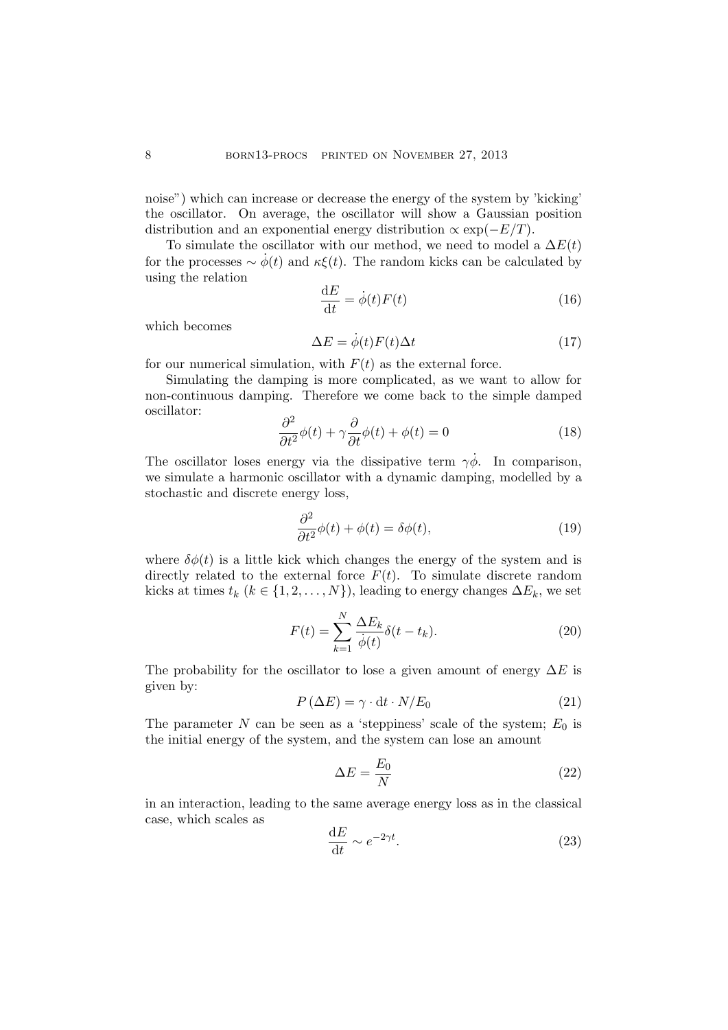noise") which can increase or decrease the energy of the system by 'kicking' the oscillator. On average, the oscillator will show a Gaussian position distribution and an exponential energy distribution $\propto \exp(-E/T)$.

To simulate the oscillator with our method, we need to model a $\Delta E(t)$ for the processes $\sim \dot{\phi}(t)$ and $\kappa\xi(t)$. The random kicks can be calculated by using the relation

$$\frac{\mathrm{d}E}{\mathrm{d}t} = \dot{\phi}(t)F(t) \tag{16}$$

which becomes

$$\Delta E = \dot{\phi}(t)F(t)\Delta t \tag{17}$$

for our numerical simulation, with $F(t)$ as the external force.

Simulating the damping is more complicated, as we want to allow for non-continuous damping. Therefore we come back to the simple damped oscillator:

$$\frac{\partial^2}{\partial t^2}\phi(t) + \gamma\frac{\partial}{\partial t}\phi(t) + \phi(t) = 0 \tag{18}$$

The oscillator loses energy via the dissipative term $\gamma\dot{\phi}$. In comparison, we simulate a harmonic oscillator with a dynamic damping, modelled by a stochastic and discrete energy loss,

$$\frac{\partial^2}{\partial t^2}\phi(t) + \phi(t) = \delta\phi(t), \tag{19}$$

where $\delta\phi(t)$ is a little kick which changes the energy of the system and is directly related to the external force $F(t)$. To simulate discrete random kicks at times $t_k$ ($k \in \{1, 2, \ldots, N\}$), leading to energy changes $\Delta E_k$, we set

$$F(t) = \sum_{k=1}^{N} \frac{\Delta E_k}{\dot{\phi}(t)}\delta(t - t_k). \tag{20}$$

The probability for the oscillator to lose a given amount of energy $\Delta E$ is given by:

$$P(\Delta E) = \gamma \cdot \mathrm{d}t \cdot N/E_0 \tag{21}$$

The parameter $N$ can be seen as a 'steppiness' scale of the system; $E_0$ is the initial energy of the system, and the system can lose an amount

$$\Delta E = \frac{E_0}{N} \tag{22}$$

in an interaction, leading to the same average energy loss as in the classical case, which scales as

$$\frac{\mathrm{d}E}{\mathrm{d}t} \sim e^{-2\gamma t}. \tag{23}$$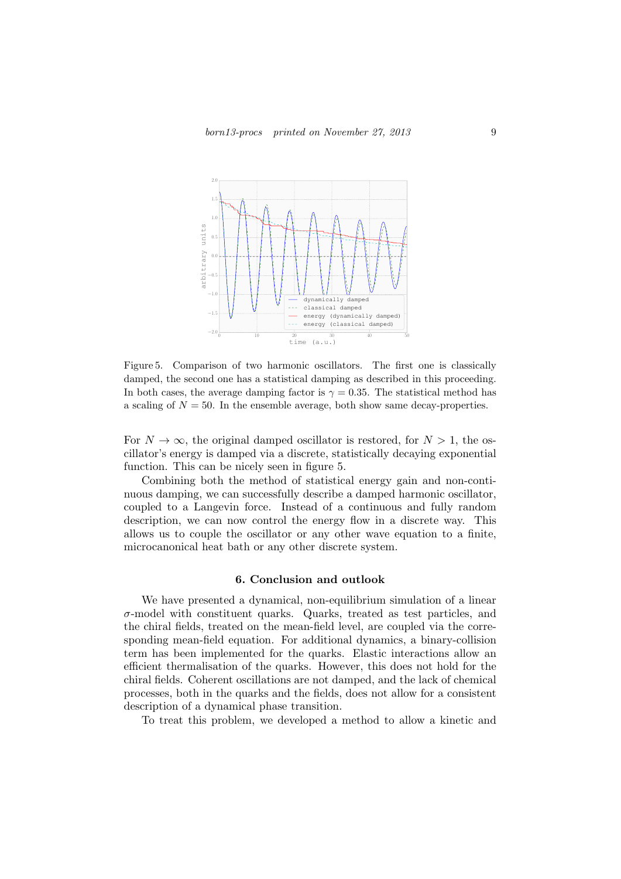Figure 5. Comparison of two harmonic oscillators. The first one is classically damped, the second one has a statistical damping as described in this proceeding. In both cases, the average damping factor is $\gamma = 0.35$. The statistical method has a scaling of $N = 50$. In the ensemble average, both show same decay-properties.

For $N \to \infty$, the original damped oscillator is restored, for $N > 1$, the oscillator's energy is damped via a discrete, statistically decaying exponential function. This can be nicely seen in figure 5.

Combining both the method of statistical energy gain and non-continuous damping, we can successfully describe a damped harmonic oscillator, coupled to a Langevin force. Instead of a continuous and fully random description, we can now control the energy flow in a discrete way. This allows us to couple the oscillator or any other wave equation to a finite, microcanonical heat bath or any other discrete system.

### 6. Conclusion and outlook

We have presented a dynamical, non-equilibrium simulation of a linear $\sigma$-model with constituent quarks. Quarks, treated as test particles, and the chiral fields, treated on the mean-field level, are coupled via the corresponding mean-field equation. For additional dynamics, a binary-collision term has been implemented for the quarks. Elastic interactions allow an efficient thermalisation of the quarks. However, this does not hold for the chiral fields. Coherent oscillations are not damped, and the lack of chemical processes, both in the quarks and the fields, does not allow for a consistent description of a dynamical phase transition.

To treat this problem, we developed a method to allow a kinetic and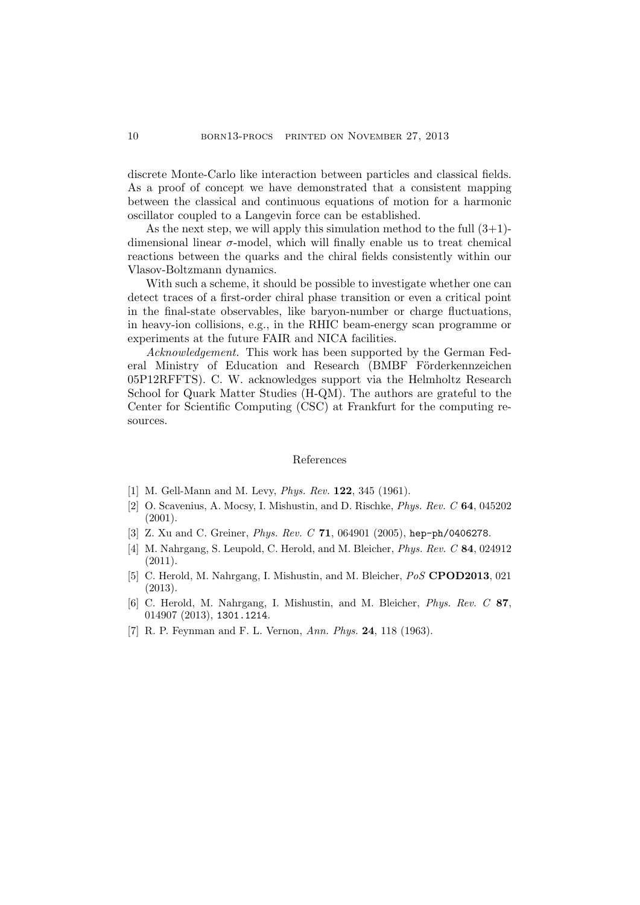discrete Monte-Carlo like interaction between particles and classical fields. As a proof of concept we have demonstrated that a consistent mapping between the classical and continuous equations of motion for a harmonic oscillator coupled to a Langevin force can be established.

As the next step, we will apply this simulation method to the full (3+1)-dimensional linear $\sigma$-model, which will finally enable us to treat chemical reactions between the quarks and the chiral fields consistently within our Vlasov-Boltzmann dynamics.

With such a scheme, it should be possible to investigate whether one can detect traces of a first-order chiral phase transition or even a critical point in the final-state observables, like baryon-number or charge fluctuations, in heavy-ion collisions, e.g., in the RHIC beam-energy scan programme or experiments at the future FAIR and NICA facilities.

*Acknowledgement.* This work has been supported by the German Federal Ministry of Education and Research (BMBF Förderkennzeichen 05P12RFFTS). C. W. acknowledges support via the Helmholtz Research School for Quark Matter Studies (H-QM). The authors are grateful to the Center for Scientific Computing (CSC) at Frankfurt for the computing resources.

## References

[1] M. Gell-Mann and M. Levy, *Phys. Rev.* **122**, 345 (1961).

[2] O. Scavenius, A. Mocsy, I. Mishustin, and D. Rischke, *Phys. Rev. C* **64**, 045202 (2001).

[3] Z. Xu and C. Greiner, *Phys. Rev. C* **71**, 064901 (2005), `hep-ph/0406278`.

[4] M. Nahrgang, S. Leupold, C. Herold, and M. Bleicher, *Phys. Rev. C* **84**, 024912 (2011).

[5] C. Herold, M. Nahrgang, I. Mishustin, and M. Bleicher, *PoS* **CPOD2013**, 021 (2013).

[6] C. Herold, M. Nahrgang, I. Mishustin, and M. Bleicher, *Phys. Rev. C* **87**, 014907 (2013), `1301.1214`.

[7] R. P. Feynman and F. L. Vernon, *Ann. Phys.* **24**, 118 (1963).